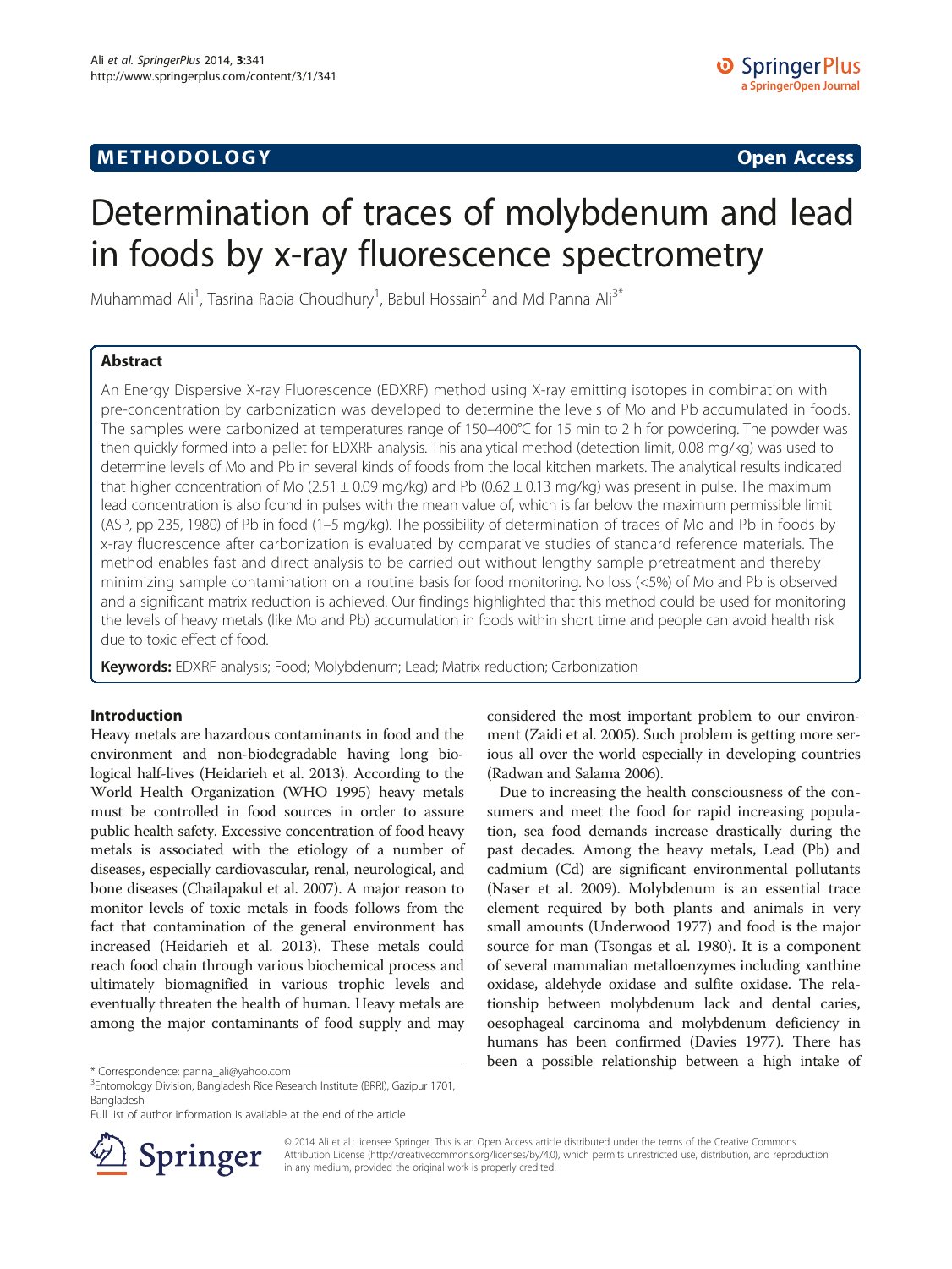# METHODOLOGY Open Access

# Determination of traces of molybdenum and lead in foods by x-ray fluorescence spectrometry

Muhammad Ali[1], Tasrina Rabia Choudhury[1], Babul Hossain[2] and Md Panna Ali[3*]

## Abstract

An Energy Dispersive X-ray Fluorescence (EDXRF) method using X-ray emitting isotopes in combination with pre-concentration by carbonization was developed to determine the levels of Mo and Pb accumulated in foods. The samples were carbonized at temperatures range of 150–400°C for 15 min to 2 h for powdering. The powder was then quickly formed into a pellet for EDXRF analysis. This analytical method (detection limit, 0.08 mg/kg) was used to determine levels of Mo and Pb in several kinds of foods from the local kitchen markets. The analytical results indicated that higher concentration of Mo (2.51 ± 0.09 mg/kg) and Pb (0.62 ± 0.13 mg/kg) was present in pulse. The maximum lead concentration is also found in pulses with the mean value of, which is far below the maximum permissible limit (ASP, pp 235, 1980) of Pb in food (1–5 mg/kg). The possibility of determination of traces of Mo and Pb in foods by x-ray fluorescence after carbonization is evaluated by comparative studies of standard reference materials. The method enables fast and direct analysis to be carried out without lengthy sample pretreatment and thereby minimizing sample contamination on a routine basis for food monitoring. No loss (<5%) of Mo and Pb is observed and a significant matrix reduction is achieved. Our findings highlighted that this method could be used for monitoring the levels of heavy metals (like Mo and Pb) accumulation in foods within short time and people can avoid health risk due to toxic effect of food.

**Keywords:** EDXRF analysis; Food; Molybdenum; Lead; Matrix reduction; Carbonization

## Introduction

Heavy metals are hazardous contaminants in food and the environment and non-biodegradable having long biological half-lives (Heidarieh et al. 2013). According to the World Health Organization (WHO 1995) heavy metals must be controlled in food sources in order to assure public health safety. Excessive concentration of food heavy metals is associated with the etiology of a number of diseases, especially cardiovascular, renal, neurological, and bone diseases (Chailapakul et al. 2007). A major reason to monitor levels of toxic metals in foods follows from the fact that contamination of the general environment has increased (Heidarieh et al. 2013). These metals could reach food chain through various biochemical process and ultimately biomagnified in various trophic levels and eventually threaten the health of human. Heavy metals are among the major contaminants of food supply and may considered the most important problem to our environment (Zaidi et al. 2005). Such problem is getting more serious all over the world especially in developing countries (Radwan and Salama 2006).

Due to increasing the health consciousness of the consumers and meet the food for rapid increasing population, sea food demands increase drastically during the past decades. Among the heavy metals, Lead (Pb) and cadmium (Cd) are significant environmental pollutants (Naser et al. 2009). Molybdenum is an essential trace element required by both plants and animals in very small amounts (Underwood 1977) and food is the major source for man (Tsongas et al. 1980). It is a component of several mammalian metalloenzymes including xanthine oxidase, aldehyde oxidase and sulfite oxidase. The relationship between molybdenum lack and dental caries, oesophageal carcinoma and molybdenum deficiency in humans has been confirmed (Davies 1977). There has been a possible relationship between a high intake of

\* Correspondence: panna_ali@yahoo.com
[3]Entomology Division, Bangladesh Rice Research Institute (BRRI), Gazipur 1701, Bangladesh
Full list of author information is available at the end of the article

© 2014 Ali et al.; licensee Springer. This is an Open Access article distributed under the terms of the Creative Commons Attribution License (http://creativecommons.org/licenses/by/4.0), which permits unrestricted use, distribution, and reproduction in any medium, provided the original work is properly credited.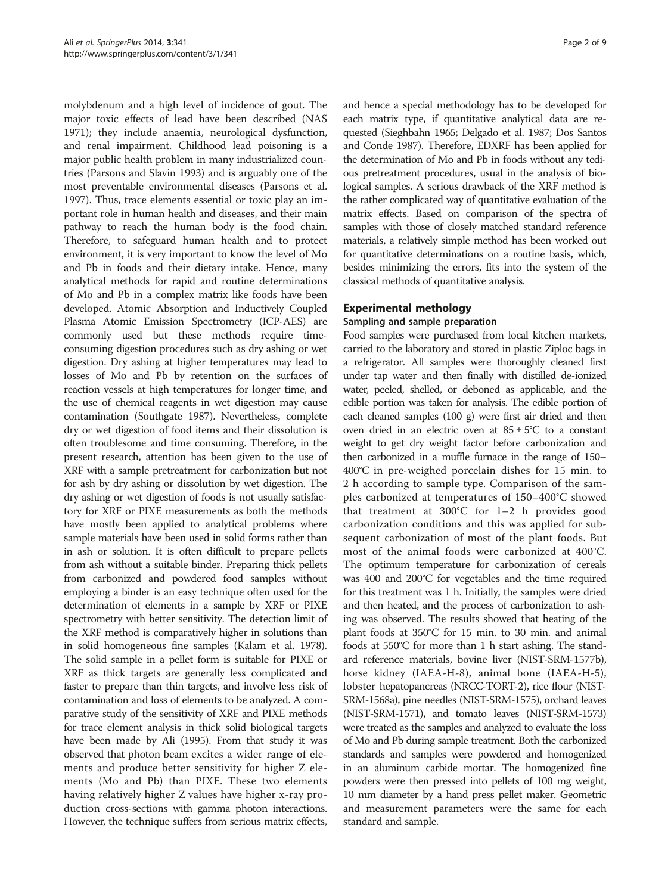molybdenum and a high level of incidence of gout. The major toxic effects of lead have been described (NAS 1971); they include anaemia, neurological dysfunction, and renal impairment. Childhood lead poisoning is a major public health problem in many industrialized countries (Parsons and Slavin 1993) and is arguably one of the most preventable environmental diseases (Parsons et al. 1997). Thus, trace elements essential or toxic play an important role in human health and diseases, and their main pathway to reach the human body is the food chain. Therefore, to safeguard human health and to protect environment, it is very important to know the level of Mo and Pb in foods and their dietary intake. Hence, many analytical methods for rapid and routine determinations of Mo and Pb in a complex matrix like foods have been developed. Atomic Absorption and Inductively Coupled Plasma Atomic Emission Spectrometry (ICP-AES) are commonly used but these methods require time-consuming digestion procedures such as dry ashing or wet digestion. Dry ashing at higher temperatures may lead to losses of Mo and Pb by retention on the surfaces of reaction vessels at high temperatures for longer time, and the use of chemical reagents in wet digestion may cause contamination (Southgate 1987). Nevertheless, complete dry or wet digestion of food items and their dissolution is often troublesome and time consuming. Therefore, in the present research, attention has been given to the use of XRF with a sample pretreatment for carbonization but not for ash by dry ashing or dissolution by wet digestion. The dry ashing or wet digestion of foods is not usually satisfactory for XRF or PIXE measurements as both the methods have mostly been applied to analytical problems where sample materials have been used in solid forms rather than in ash or solution. It is often difficult to prepare pellets from ash without a suitable binder. Preparing thick pellets from carbonized and powdered food samples without employing a binder is an easy technique often used for the determination of elements in a sample by XRF or PIXE spectrometry with better sensitivity. The detection limit of the XRF method is comparatively higher in solutions than in solid homogeneous fine samples (Kalam et al. 1978). The solid sample in a pellet form is suitable for PIXE or XRF as thick targets are generally less complicated and faster to prepare than thin targets, and involve less risk of contamination and loss of elements to be analyzed. A comparative study of the sensitivity of XRF and PIXE methods for trace element analysis in thick solid biological targets have been made by Ali (1995). From that study it was observed that photon beam excites a wider range of elements and produce better sensitivity for higher Z elements (Mo and Pb) than PIXE. These two elements having relatively higher Z values have higher x-ray production cross-sections with gamma photon interactions. However, the technique suffers from serious matrix effects, and hence a special methodology has to be developed for each matrix type, if quantitative analytical data are requested (Sieghbahn 1965; Delgado et al. 1987; Dos Santos and Conde 1987). Therefore, EDXRF has been applied for the determination of Mo and Pb in foods without any tedious pretreatment procedures, usual in the analysis of biological samples. A serious drawback of the XRF method is the rather complicated way of quantitative evaluation of the matrix effects. Based on comparison of the spectra of samples with those of closely matched standard reference materials, a relatively simple method has been worked out for quantitative determinations on a routine basis, which, besides minimizing the errors, fits into the system of the classical methods of quantitative analysis.

## Experimental methology

### Sampling and sample preparation

Food samples were purchased from local kitchen markets, carried to the laboratory and stored in plastic Ziploc bags in a refrigerator. All samples were thoroughly cleaned first under tap water and then finally with distilled de-ionized water, peeled, shelled, or deboned as applicable, and the edible portion was taken for analysis. The edible portion of each cleaned samples (100 g) were first air dried and then oven dried in an electric oven at $85 \pm 5$°C to a constant weight to get dry weight factor before carbonization and then carbonized in a muffle furnace in the range of 150–400°C in pre-weighed porcelain dishes for 15 min. to 2 h according to sample type. Comparison of the samples carbonized at temperatures of 150–400°C showed that treatment at 300°C for 1–2 h provides good carbonization conditions and this was applied for subsequent carbonization of most of the plant foods. But most of the animal foods were carbonized at 400°C. The optimum temperature for carbonization of cereals was 400 and 200°C for vegetables and the time required for this treatment was 1 h. Initially, the samples were dried and then heated, and the process of carbonization to ashing was observed. The results showed that heating of the plant foods at 350°C for 15 min. to 30 min. and animal foods at 550°C for more than 1 h start ashing. The standard reference materials, bovine liver (NIST-SRM-1577b), horse kidney (IAEA-H-8), animal bone (IAEA-H-5), lobster hepatopancreas (NRCC-TORT-2), rice flour (NIST-SRM-1568a), pine needles (NIST-SRM-1575), orchard leaves (NIST-SRM-1571), and tomato leaves (NIST-SRM-1573) were treated as the samples and analyzed to evaluate the loss of Mo and Pb during sample treatment. Both the carbonized standards and samples were powdered and homogenized in an aluminum carbide mortar. The homogenized fine powders were then pressed into pellets of 100 mg weight, 10 mm diameter by a hand press pellet maker. Geometric and measurement parameters were the same for each standard and sample.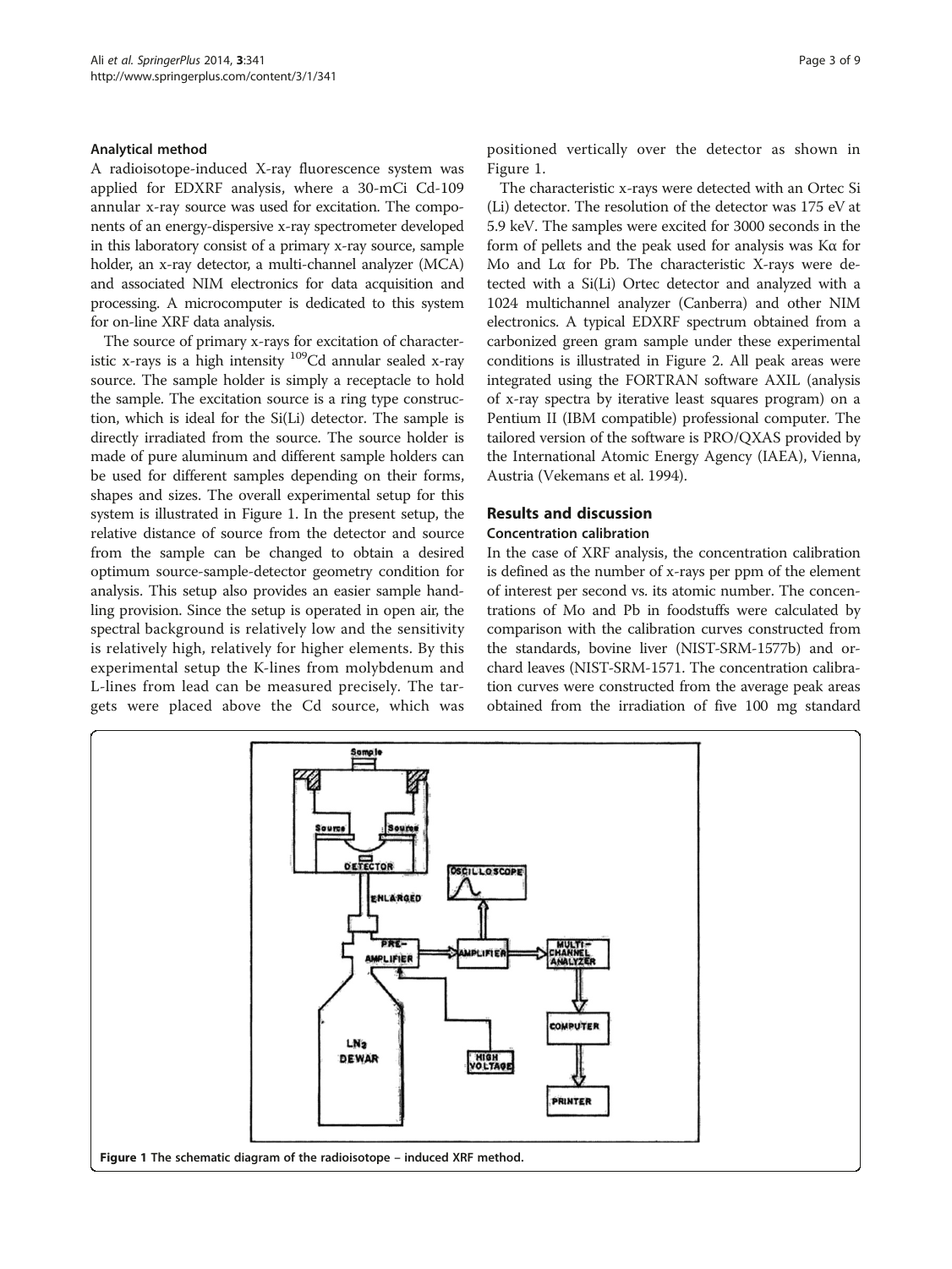### Analytical method

A radioisotope-induced X-ray fluorescence system was applied for EDXRF analysis, where a 30-mCi Cd-109 annular x-ray source was used for excitation. The components of an energy-dispersive x-ray spectrometer developed in this laboratory consist of a primary x-ray source, sample holder, an x-ray detector, a multi-channel analyzer (MCA) and associated NIM electronics for data acquisition and processing. A microcomputer is dedicated to this system for on-line XRF data analysis.

The source of primary x-rays for excitation of characteristic x-rays is a high intensity $^{109}$Cd annular sealed x-ray source. The sample holder is simply a receptacle to hold the sample. The excitation source is a ring type construction, which is ideal for the Si(Li) detector. The sample is directly irradiated from the source. The source holder is made of pure aluminum and different sample holders can be used for different samples depending on their forms, shapes and sizes. The overall experimental setup for this system is illustrated in Figure 1. In the present setup, the relative distance of source from the detector and source from the sample can be changed to obtain a desired optimum source-sample-detector geometry condition for analysis. This setup also provides an easier sample handling provision. Since the setup is operated in open air, the spectral background is relatively low and the sensitivity is relatively high, relatively for higher elements. By this experimental setup the K-lines from molybdenum and L-lines from lead can be measured precisely. The targets were placed above the Cd source, which was positioned vertically over the detector as shown in Figure 1.

The characteristic x-rays were detected with an Ortec Si (Li) detector. The resolution of the detector was 175 eV at 5.9 keV. The samples were excited for 3000 seconds in the form of pellets and the peak used for analysis was Kα for Mo and Lα for Pb. The characteristic X-rays were detected with a Si(Li) Ortec detector and analyzed with a 1024 multichannel analyzer (Canberra) and other NIM electronics. A typical EDXRF spectrum obtained from a carbonized green gram sample under these experimental conditions is illustrated in Figure 2. All peak areas were integrated using the FORTRAN software AXIL (analysis of x-ray spectra by iterative least squares program) on a Pentium II (IBM compatible) professional computer. The tailored version of the software is PRO/QXAS provided by the International Atomic Energy Agency (IAEA), Vienna, Austria (Vekemans et al. 1994).

## Results and discussion

### Concentration calibration

In the case of XRF analysis, the concentration calibration is defined as the number of x-rays per ppm of the element of interest per second vs. its atomic number. The concentrations of Mo and Pb in foodstuffs were calculated by comparison with the calibration curves constructed from the standards, bovine liver (NIST-SRM-1577b) and orchard leaves (NIST-SRM-1571. The concentration calibration curves were constructed from the average peak areas obtained from the irradiation of five 100 mg standard

**Figure 1** The schematic diagram of the radioisotope – induced XRF method.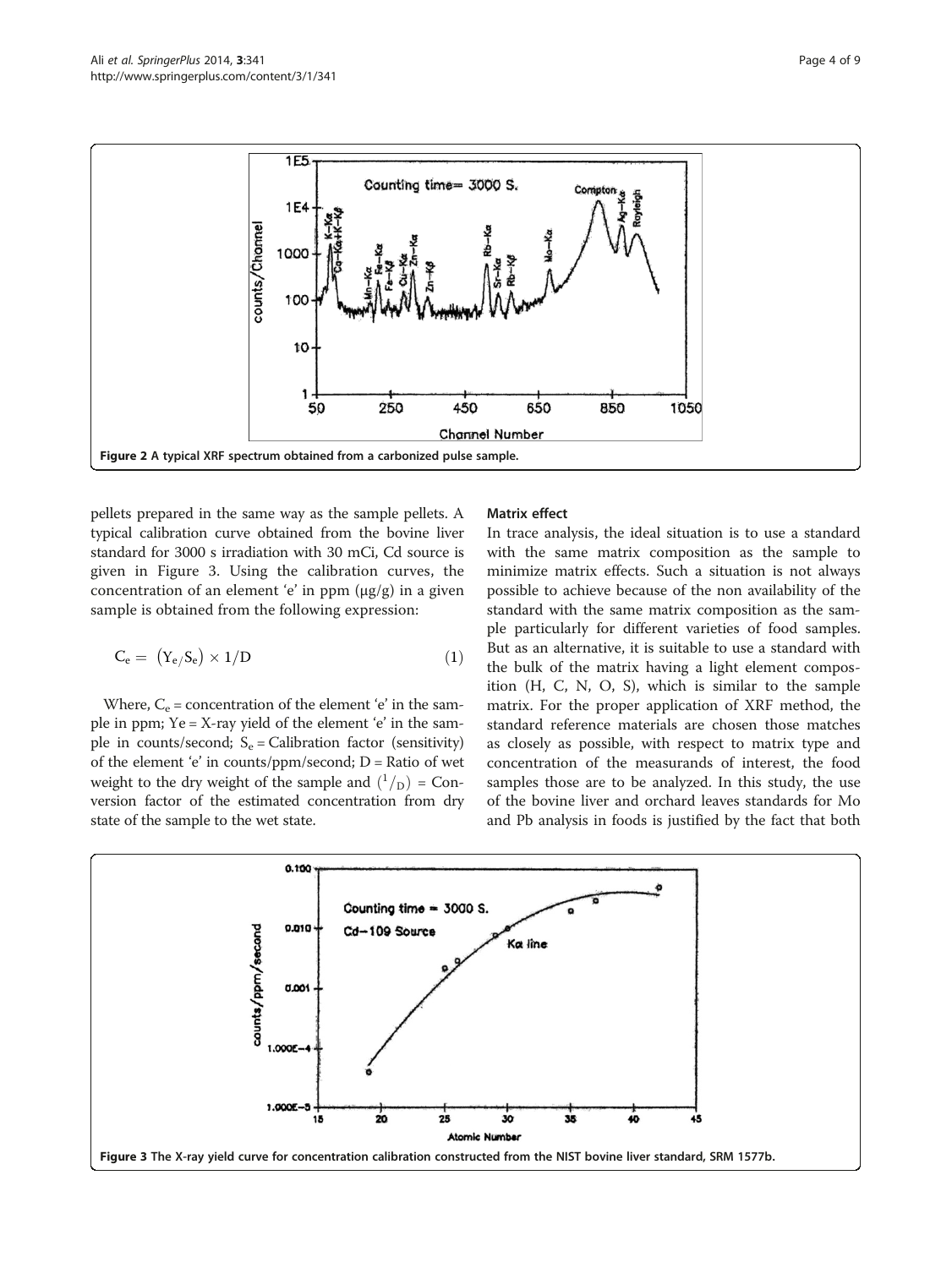Figure 2 A typical XRF spectrum obtained from a carbonized pulse sample.

pellets prepared in the same way as the sample pellets. A typical calibration curve obtained from the bovine liver standard for 3000 s irradiation with 30 mCi, Cd source is given in Figure 3. Using the calibration curves, the concentration of an element 'e' in ppm (μg/g) in a given sample is obtained from the following expression:

$$C_e = \left(Y_e / S_e\right) \times 1/D \tag{1}$$

Where, $C_e$ = concentration of the element 'e' in the sample in ppm; Ye = X-ray yield of the element 'e' in the sample in counts/second; $S_e$ = Calibration factor (sensitivity) of the element 'e' in counts/ppm/second; D = Ratio of wet weight to the dry weight of the sample and $\left({}^{1}/{}_{D}\right)$ = Conversion factor of the estimated concentration from dry state of the sample to the wet state.

### Matrix effect

In trace analysis, the ideal situation is to use a standard with the same matrix composition as the sample to minimize matrix effects. Such a situation is not always possible to achieve because of the non availability of the standard with the same matrix composition as the sample particularly for different varieties of food samples. But as an alternative, it is suitable to use a standard with the bulk of the matrix having a light element composition (H, C, N, O, S), which is similar to the sample matrix. For the proper application of XRF method, the standard reference materials are chosen those matches as closely as possible, with respect to matrix type and concentration of the measurands of interest, the food samples those are to be analyzed. In this study, the use of the bovine liver and orchard leaves standards for Mo and Pb analysis in foods is justified by the fact that both

Figure 3 The X-ray yield curve for concentration calibration constructed from the NIST bovine liver standard, SRM 1577b.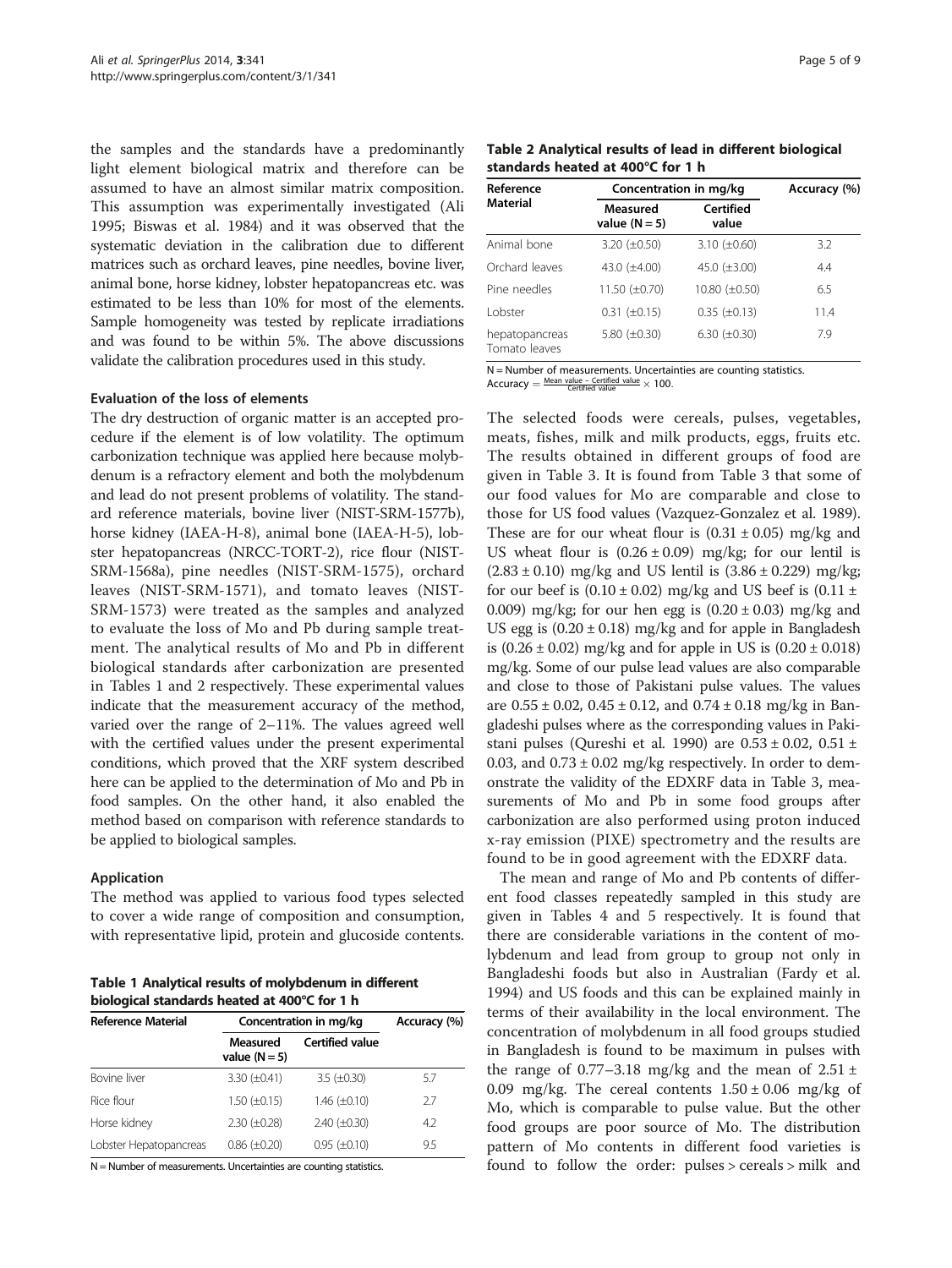the samples and the standards have a predominantly light element biological matrix and therefore can be assumed to have an almost similar matrix composition. This assumption was experimentally investigated (Ali 1995; Biswas et al. 1984) and it was observed that the systematic deviation in the calibration due to different matrices such as orchard leaves, pine needles, bovine liver, animal bone, horse kidney, lobster hepatopancreas etc. was estimated to be less than 10% for most of the elements. Sample homogeneity was tested by replicate irradiations and was found to be within 5%. The above discussions validate the calibration procedures used in this study.

### Evaluation of the loss of elements

The dry destruction of organic matter is an accepted procedure if the element is of low volatility. The optimum carbonization technique was applied here because molybdenum is a refractory element and both the molybdenum and lead do not present problems of volatility. The standard reference materials, bovine liver (NIST-SRM-1577b), horse kidney (IAEA-H-8), animal bone (IAEA-H-5), lobster hepatopancreas (NRCC-TORT-2), rice flour (NIST-SRM-1568a), pine needles (NIST-SRM-1575), orchard leaves (NIST-SRM-1571), and tomato leaves (NIST-SRM-1573) were treated as the samples and analyzed to evaluate the loss of Mo and Pb during sample treatment. The analytical results of Mo and Pb in different biological standards after carbonization are presented in Tables 1 and 2 respectively. These experimental values indicate that the measurement accuracy of the method, varied over the range of 2–11%. The values agreed well with the certified values under the present experimental conditions, which proved that the XRF system described here can be applied to the determination of Mo and Pb in food samples. On the other hand, it also enabled the method based on comparison with reference standards to be applied to biological samples.

### Application

The method was applied to various food types selected to cover a wide range of composition and consumption, with representative lipid, protein and glucoside contents.

**Table 1 Analytical results of molybdenum in different biological standards heated at 400°C for 1 h**

| Reference Material | Concentration in mg/kg | | Accuracy (%) |
|---|---|---|---|
| | Measured value (N = 5) | Certified value | |
| Bovine liver | 3.30 (±0.41) | 3.5 (±0.30) | 5.7 |
| Rice flour | 1.50 (±0.15) | 1.46 (±0.10) | 2.7 |
| Horse kidney | 2.30 (±0.28) | 2.40 (±0.30) | 4.2 |
| Lobster Hepatopancreas | 0.86 (±0.20) | 0.95 (±0.10) | 9.5 |

N = Number of measurements. Uncertainties are counting statistics.

**Table 2 Analytical results of lead in different biological standards heated at 400°C for 1 h**

| Reference Material | Concentration in mg/kg | | Accuracy (%) |
|---|---|---|---|
| | Measured value (N = 5) | Certified value | |
| Animal bone | 3.20 (±0.50) | 3.10 (±0.60) | 3.2 |
| Orchard leaves | 43.0 (±4.00) | 45.0 (±3.00) | 4.4 |
| Pine needles | 11.50 (±0.70) | 10.80 (±0.50) | 6.5 |
| Lobster | 0.31 (±0.15) | 0.35 (±0.13) | 11.4 |
| hepatopancreas Tomato leaves | 5.80 (±0.30) | 6.30 (±0.30) | 7.9 |

N = Number of measurements. Uncertainties are counting statistics.
$\text{Accuracy} = \frac{\text{Mean value} - \text{Certified value}}{\text{Certified value}} \times 100.$

The selected foods were cereals, pulses, vegetables, meats, fishes, milk and milk products, eggs, fruits etc. The results obtained in different groups of food are given in Table 3. It is found from Table 3 that some of our food values for Mo are comparable and close to those for US food values (Vazquez-Gonzalez et al. 1989). These are for our wheat flour is (0.31 ± 0.05) mg/kg and US wheat flour is (0.26 ± 0.09) mg/kg; for our lentil is (2.83 ± 0.10) mg/kg and US lentil is (3.86 ± 0.229) mg/kg; for our beef is (0.10 ± 0.02) mg/kg and US beef is (0.11 ± 0.009) mg/kg; for our hen egg is (0.20 ± 0.03) mg/kg and US egg is (0.20 ± 0.18) mg/kg and for apple in Bangladesh is (0.26 ± 0.02) mg/kg and for apple in US is (0.20 ± 0.018) mg/kg. Some of our pulse lead values are also comparable and close to those of Pakistani pulse values. The values are 0.55 ± 0.02, 0.45 ± 0.12, and 0.74 ± 0.18 mg/kg in Bangladeshi pulses where as the corresponding values in Pakistani pulses (Qureshi et al. 1990) are 0.53 ± 0.02, 0.51 ± 0.03, and 0.73 ± 0.02 mg/kg respectively. In order to demonstrate the validity of the EDXRF data in Table 3, measurements of Mo and Pb in some food groups after carbonization are also performed using proton induced x-ray emission (PIXE) spectrometry and the results are found to be in good agreement with the EDXRF data.

The mean and range of Mo and Pb contents of different food classes repeatedly sampled in this study are given in Tables 4 and 5 respectively. It is found that there are considerable variations in the content of molybdenum and lead from group to group not only in Bangladeshi foods but also in Australian (Fardy et al. 1994) and US foods and this can be explained mainly in terms of their availability in the local environment. The concentration of molybdenum in all food groups studied in Bangladesh is found to be maximum in pulses with the range of 0.77–3.18 mg/kg and the mean of 2.51 ± 0.09 mg/kg. The cereal contents 1.50 ± 0.06 mg/kg of Mo, which is comparable to pulse value. But the other food groups are poor source of Mo. The distribution pattern of Mo contents in different food varieties is found to follow the order: pulses > cereals > milk and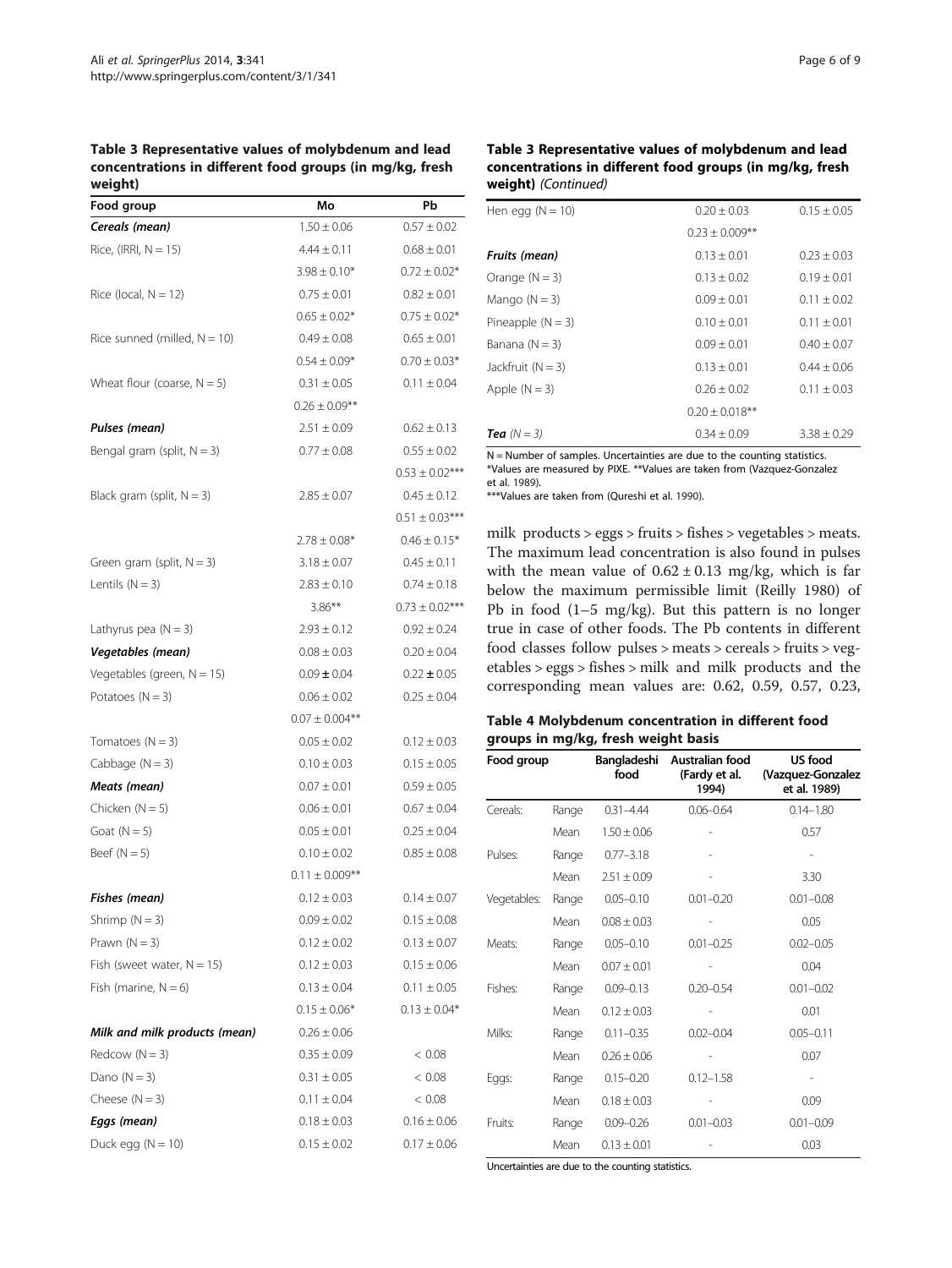**Table 3 Representative values of molybdenum and lead concentrations in different food groups (in mg/kg, fresh weight)**

| Food group | Mo | Pb |
|---|---|---|
| ***Cereals (mean)*** | 1.50 ± 0.06 | 0.57 ± 0.02 |
| Rice, (IRRI, N = 15) | 4.44 ± 0.11 | 0.68 ± 0.01 |
| | 3.98 ± 0.10* | 0.72 ± 0.02* |
| Rice (local, N = 12) | 0.75 ± 0.01 | 0.82 ± 0.01 |
| | 0.65 ± 0.02* | 0.75 ± 0.02* |
| Rice sunned (milled, N = 10) | 0.49 ± 0.08 | 0.65 ± 0.01 |
| | 0.54 ± 0.09* | 0.70 ± 0.03* |
| Wheat flour (coarse, N = 5) | 0.31 ± 0.05 | 0.11 ± 0.04 |
| | 0.26 ± 0.09** | |
| ***Pulses (mean)*** | 2.51 ± 0.09 | 0.62 ± 0.13 |
| Bengal gram (split, N = 3) | 0.77 ± 0.08 | 0.55 ± 0.02 |
| | | 0.53 ± 0.02*** |
| Black gram (split, N = 3) | 2.85 ± 0.07 | 0.45 ± 0.12 |
| | | 0.51 ± 0.03*** |
| | 2.78 ± 0.08* | 0.46 ± 0.15* |
| Green gram (split, N = 3) | 3.18 ± 0.07 | 0.45 ± 0.11 |
| Lentils (N = 3) | 2.83 ± 0.10 | 0.74 ± 0.18 |
| | 3.86** | 0.73 ± 0.02*** |
| Lathyrus pea (N = 3) | 2.93 ± 0.12 | 0.92 ± 0.24 |
| ***Vegetables (mean)*** | 0.08 ± 0.03 | 0.20 ± 0.04 |
| Vegetables (green, N = 15) | 0.09 ± 0.04 | 0.22 ± 0.05 |
| Potatoes (N = 3) | 0.06 ± 0.02 | 0.25 ± 0.04 |
| | 0.07 ± 0.004** | |
| Tomatoes (N = 3) | 0.05 ± 0.02 | 0.12 ± 0.03 |
| Cabbage (N = 3) | 0.10 ± 0.03 | 0.15 ± 0.05 |
| ***Meats (mean)*** | 0.07 ± 0.01 | 0.59 ± 0.05 |
| Chicken (N = 5) | 0.06 ± 0.01 | 0.67 ± 0.04 |
| Goat (N = 5) | 0.05 ± 0.01 | 0.25 ± 0.04 |
| Beef (N = 5) | 0.10 ± 0.02 | 0.85 ± 0.08 |
| | 0.11 ± 0.009** | |
| ***Fishes (mean)*** | 0.12 ± 0.03 | 0.14 ± 0.07 |
| Shrimp (N = 3) | 0.09 ± 0.02 | 0.15 ± 0.08 |
| Prawn (N = 3) | 0.12 ± 0.02 | 0.13 ± 0.07 |
| Fish (sweet water, N = 15) | 0.12 ± 0.03 | 0.15 ± 0.06 |
| Fish (marine, N = 6) | 0.13 ± 0.04 | 0.11 ± 0.05 |
| | 0.15 ± 0.06* | 0.13 ± 0.04* |
| ***Milk and milk products (mean)*** | 0.26 ± 0.06 | |
| Redcow (N = 3) | 0.35 ± 0.09 | < 0.08 |
| Dano (N = 3) | 0.31 ± 0.05 | < 0.08 |
| Cheese (N = 3) | 0.11 ± 0.04 | < 0.08 |
| ***Eggs (mean)*** | 0.18 ± 0.03 | 0.16 ± 0.06 |
| Duck egg (N = 10) | 0.15 ± 0.02 | 0.17 ± 0.06 |
| Hen egg (N = 10) | 0.20 ± 0.03 | 0.15 ± 0.05 |
| | 0.23 ± 0.009** | |
| ***Fruits (mean)*** | 0.13 ± 0.01 | 0.23 ± 0.03 |
| Orange (N = 3) | 0.13 ± 0.02 | 0.19 ± 0.01 |
| Mango (N = 3) | 0.09 ± 0.01 | 0.11 ± 0.02 |
| Pineapple (N = 3) | 0.10 ± 0.01 | 0.11 ± 0.01 |
| Banana (N = 3) | 0.09 ± 0.01 | 0.40 ± 0.07 |
| Jackfruit (N = 3) | 0.13 ± 0.01 | 0.44 ± 0.06 |
| Apple (N = 3) | 0.26 ± 0.02 | 0.11 ± 0.03 |
| | 0.20 ± 0.018** | |
| ***Tea** (N = 3)* | 0.34 ± 0.09 | 3.38 ± 0.29 |

N = Number of samples. Uncertainties are due to the counting statistics.
*Values are measured by PIXE. **Values are taken from (Vazquez-Gonzalez et al. 1989).
***Values are taken from (Qureshi et al. 1990).

milk products > eggs > fruits > fishes > vegetables > meats. The maximum lead concentration is also found in pulses with the mean value of 0.62 ± 0.13 mg/kg, which is far below the maximum permissible limit (Reilly 1980) of Pb in food (1–5 mg/kg). But this pattern is no longer true in case of other foods. The Pb contents in different food classes follow pulses > meats > cereals > fruits > vegetables > eggs > fishes > milk and milk products and the corresponding mean values are: 0.62, 0.59, 0.57, 0.23,

**Table 4 Molybdenum concentration in different food groups in mg/kg, fresh weight basis**

| Food group | | Bangladeshi food | Australian food (Fardy et al. 1994) | US food (Vazquez-Gonzalez et al. 1989) |
|---|---|---|---|---|
| Cereals: | Range | 0.31–4.44 | 0.06–0.64 | 0.14–1.80 |
| | Mean | 1.50 ± 0.06 | - | 0.57 |
| Pulses: | Range | 0.77–3.18 | - | - |
| | Mean | 2.51 ± 0.09 | - | 3.30 |
| Vegetables: | Range | 0.05–0.10 | 0.01–0.20 | 0.01–0.08 |
| | Mean | 0.08 ± 0.03 | - | 0.05 |
| Meats: | Range | 0.05–0.10 | 0.01–0.25 | 0.02–0.05 |
| | Mean | 0.07 ± 0.01 | - | 0.04 |
| Fishes: | Range | 0.09–0.13 | 0.20–0.54 | 0.01–0.02 |
| | Mean | 0.12 ± 0.03 | - | 0.01 |
| Milks: | Range | 0.11–0.35 | 0.02–0.04 | 0.05–0.11 |
| | Mean | 0.26 ± 0.06 | - | 0.07 |
| Eggs: | Range | 0.15–0.20 | 0.12–1.58 | - |
| | Mean | 0.18 ± 0.03 | - | 0.09 |
| Fruits: | Range | 0.09–0.26 | 0.01–0.03 | 0.01–0.09 |
| | Mean | 0.13 ± 0.01 | - | 0.03 |

Uncertainties are due to the counting statistics.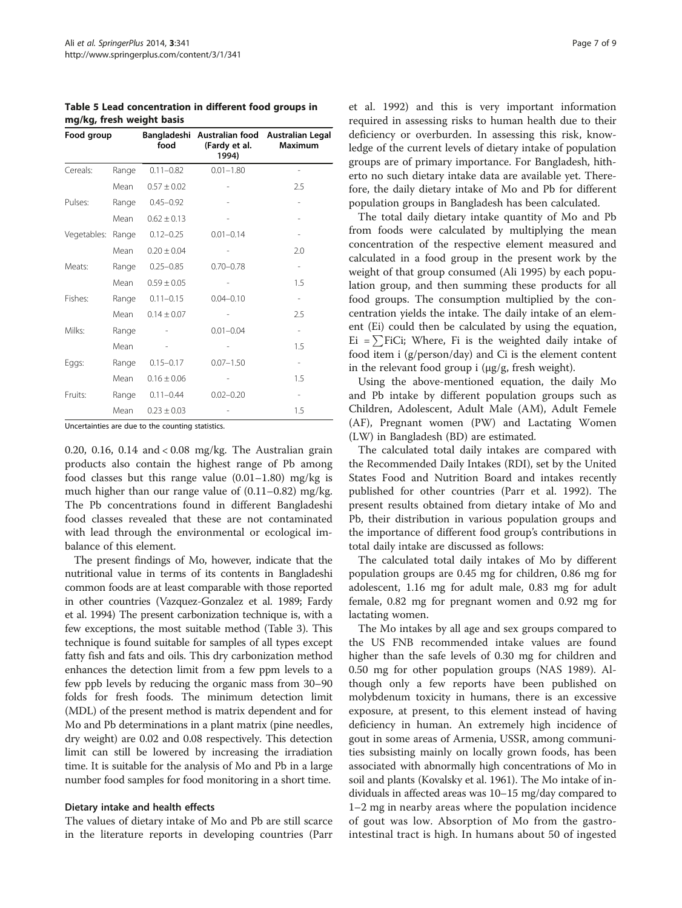**Table 5 Lead concentration in different food groups in mg/kg, fresh weight basis**

| Food group | | Bangladeshi food | Australian food (Fardy et al. 1994) | Australian Legal Maximum |
|---|---|---|---|---|
| Cereals: | Range | 0.11–0.82 | 0.01–1.80 | - |
| | Mean | 0.57 ± 0.02 | - | 2.5 |
| Pulses: | Range | 0.45–0.92 | - | - |
| | Mean | 0.62 ± 0.13 | - | - |
| Vegetables: | Range | 0.12–0.25 | 0.01–0.14 | - |
| | Mean | 0.20 ± 0.04 | - | 2.0 |
| Meats: | Range | 0.25–0.85 | 0.70–0.78 | - |
| | Mean | 0.59 ± 0.05 | - | 1.5 |
| Fishes: | Range | 0.11–0.15 | 0.04–0.10 | - |
| | Mean | 0.14 ± 0.07 | - | 2.5 |
| Milks: | Range | - | 0.01–0.04 | - |
| | Mean | - | - | 1.5 |
| Eggs: | Range | 0.15–0.17 | 0.07–1.50 | - |
| | Mean | 0.16 ± 0.06 | - | 1.5 |
| Fruits: | Range | 0.11–0.44 | 0.02–0.20 | - |
| | Mean | 0.23 ± 0.03 | - | 1.5 |

Uncertainties are due to the counting statistics.

0.20, 0.16, 0.14 and < 0.08 mg/kg. The Australian grain products also contain the highest range of Pb among food classes but this range value (0.01–1.80) mg/kg is much higher than our range value of (0.11–0.82) mg/kg. The Pb concentrations found in different Bangladeshi food classes revealed that these are not contaminated with lead through the environmental or ecological imbalance of this element.

The present findings of Mo, however, indicate that the nutritional value in terms of its contents in Bangladeshi common foods are at least comparable with those reported in other countries (Vazquez-Gonzalez et al. 1989; Fardy et al. 1994) The present carbonization technique is, with a few exceptions, the most suitable method (Table 3). This technique is found suitable for samples of all types except fatty fish and fats and oils. This dry carbonization method enhances the detection limit from a few ppm levels to a few ppb levels by reducing the organic mass from 30–90 folds for fresh foods. The minimum detection limit (MDL) of the present method is matrix dependent and for Mo and Pb determinations in a plant matrix (pine needles, dry weight) are 0.02 and 0.08 respectively. This detection limit can still be lowered by increasing the irradiation time. It is suitable for the analysis of Mo and Pb in a large number food samples for food monitoring in a short time.

### Dietary intake and health effects

The values of dietary intake of Mo and Pb are still scarce in the literature reports in developing countries (Parr et al. 1992) and this is very important information required in assessing risks to human health due to their deficiency or overburden. In assessing this risk, knowledge of the current levels of dietary intake of population groups are of primary importance. For Bangladesh, hitherto no such dietary intake data are available yet. Therefore, the daily dietary intake of Mo and Pb for different population groups in Bangladesh has been calculated.

The total daily dietary intake quantity of Mo and Pb from foods were calculated by multiplying the mean concentration of the respective element measured and calculated in a food group in the present work by the weight of that group consumed (Ali 1995) by each population group, and then summing these products for all food groups. The consumption multiplied by the concentration yields the intake. The daily intake of an element (Ei) could then be calculated by using the equation, $Ei = \sum FiCi$; Where, Fi is the weighted daily intake of food item i (g/person/day) and Ci is the element content in the relevant food group i (μg/g, fresh weight).

Using the above-mentioned equation, the daily Mo and Pb intake by different population groups such as Children, Adolescent, Adult Male (AM), Adult Femele (AF), Pregnant women (PW) and Lactating Women (LW) in Bangladesh (BD) are estimated.

The calculated total daily intakes are compared with the Recommended Daily Intakes (RDI), set by the United States Food and Nutrition Board and intakes recently published for other countries (Parr et al. 1992). The present results obtained from dietary intake of Mo and Pb, their distribution in various population groups and the importance of different food group's contributions in total daily intake are discussed as follows:

The calculated total daily intakes of Mo by different population groups are 0.45 mg for children, 0.86 mg for adolescent, 1.16 mg for adult male, 0.83 mg for adult female, 0.82 mg for pregnant women and 0.92 mg for lactating women.

The Mo intakes by all age and sex groups compared to the US FNB recommended intake values are found higher than the safe levels of 0.30 mg for children and 0.50 mg for other population groups (NAS 1989). Although only a few reports have been published on molybdenum toxicity in humans, there is an excessive exposure, at present, to this element instead of having deficiency in human. An extremely high incidence of gout in some areas of Armenia, USSR, among communities subsisting mainly on locally grown foods, has been associated with abnormally high concentrations of Mo in soil and plants (Kovalsky et al. 1961). The Mo intake of individuals in affected areas was 10–15 mg/day compared to 1–2 mg in nearby areas where the population incidence of gout was low. Absorption of Mo from the gastrointestinal tract is high. In humans about 50 of ingested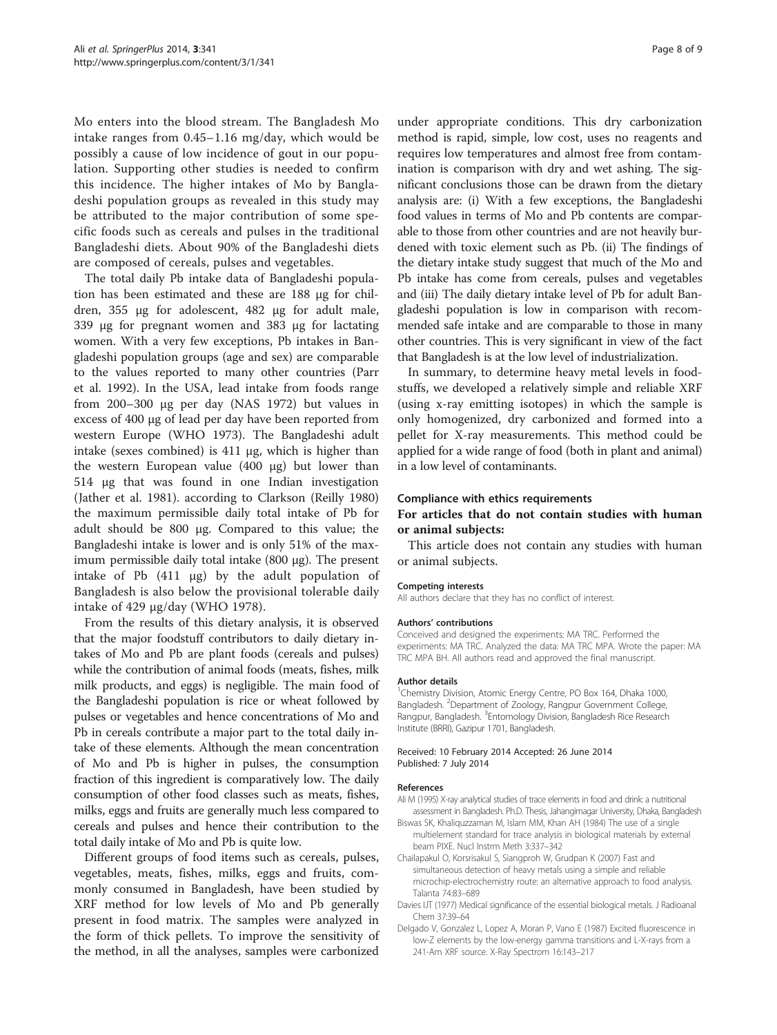Mo enters into the blood stream. The Bangladesh Mo intake ranges from 0.45–1.16 mg/day, which would be possibly a cause of low incidence of gout in our population. Supporting other studies is needed to confirm this incidence. The higher intakes of Mo by Bangladeshi population groups as revealed in this study may be attributed to the major contribution of some specific foods such as cereals and pulses in the traditional Bangladeshi diets. About 90% of the Bangladeshi diets are composed of cereals, pulses and vegetables.

The total daily Pb intake data of Bangladeshi population has been estimated and these are 188 μg for children, 355 μg for adolescent, 482 μg for adult male, 339 μg for pregnant women and 383 μg for lactating women. With a very few exceptions, Pb intakes in Bangladeshi population groups (age and sex) are comparable to the values reported to many other countries (Parr et al. 1992). In the USA, lead intake from foods range from 200–300 μg per day (NAS 1972) but values in excess of 400 μg of lead per day have been reported from western Europe (WHO 1973). The Bangladeshi adult intake (sexes combined) is 411 μg, which is higher than the western European value (400 μg) but lower than 514 μg that was found in one Indian investigation (Jather et al. 1981). according to Clarkson (Reilly 1980) the maximum permissible daily total intake of Pb for adult should be 800 μg. Compared to this value; the Bangladeshi intake is lower and is only 51% of the maximum permissible daily total intake (800 μg). The present intake of Pb (411 μg) by the adult population of Bangladesh is also below the provisional tolerable daily intake of 429 μg/day (WHO 1978).

From the results of this dietary analysis, it is observed that the major foodstuff contributors to daily dietary intakes of Mo and Pb are plant foods (cereals and pulses) while the contribution of animal foods (meats, fishes, milk milk products, and eggs) is negligible. The main food of the Bangladeshi population is rice or wheat followed by pulses or vegetables and hence concentrations of Mo and Pb in cereals contribute a major part to the total daily intake of these elements. Although the mean concentration of Mo and Pb is higher in pulses, the consumption fraction of this ingredient is comparatively low. The daily consumption of other food classes such as meats, fishes, milks, eggs and fruits are generally much less compared to cereals and pulses and hence their contribution to the total daily intake of Mo and Pb is quite low.

Different groups of food items such as cereals, pulses, vegetables, meats, fishes, milks, eggs and fruits, commonly consumed in Bangladesh, have been studied by XRF method for low levels of Mo and Pb generally present in food matrix. The samples were analyzed in the form of thick pellets. To improve the sensitivity of the method, in all the analyses, samples were carbonized under appropriate conditions. This dry carbonization method is rapid, simple, low cost, uses no reagents and requires low temperatures and almost free from contamination is comparison with dry and wet ashing. The significant conclusions those can be drawn from the dietary analysis are: (i) With a few exceptions, the Bangladeshi food values in terms of Mo and Pb contents are comparable to those from other countries and are not heavily burdened with toxic element such as Pb. (ii) The findings of the dietary intake study suggest that much of the Mo and Pb intake has come from cereals, pulses and vegetables and (iii) The daily dietary intake level of Pb for adult Bangladeshi population is low in comparison with recommended safe intake and are comparable to those in many other countries. This is very significant in view of the fact that Bangladesh is at the low level of industrialization.

In summary, to determine heavy metal levels in foodstuffs, we developed a relatively simple and reliable XRF (using x-ray emitting isotopes) in which the sample is only homogenized, dry carbonized and formed into a pellet for X-ray measurements. This method could be applied for a wide range of food (both in plant and animal) in a low level of contaminants.

## Compliance with ethics requirements

### For articles that do not contain studies with human or animal subjects:

This article does not contain any studies with human or animal subjects.

#### Competing interests

All authors declare that they has no conflict of interest.

#### Authors' contributions

Conceived and designed the experiments: MA TRC. Performed the experiments: MA TRC. Analyzed the data: MA TRC MPA. Wrote the paper: MA TRC MPA BH. All authors read and approved the final manuscript.

#### Author details

[1]Chemistry Division, Atomic Energy Centre, PO Box 164, Dhaka 1000, Bangladesh. [2]Department of Zoology, Rangpur Government College, Rangpur, Bangladesh. [3]Entomology Division, Bangladesh Rice Research Institute (BRRI), Gazipur 1701, Bangladesh.

Received: 10 February 2014 Accepted: 26 June 2014
Published: 7 July 2014

#### References

- Ali M (1995) X-ray analytical studies of trace elements in food and drink: a nutritional assessment in Bangladesh. Ph.D. Thesis, Jahangirnagar University, Dhaka, Bangladesh
- Biswas SK, Khaliquzzaman M, Islam MM, Khan AH (1984) The use of a single multielement standard for trace analysis in biological materials by external beam PIXE. Nucl Instrm Meth 3:337–342
- Chailapakul O, Korsrisakul S, Siangproh W, Grudpan K (2007) Fast and simultaneous detection of heavy metals using a simple and reliable microchip-electrochemistry route: an alternative approach to food analysis. Talanta 74:83–689
- Davies IJT (1977) Medical significance of the essential biological metals. J Radioanal Chem 37:39–64
- Delgado V, Gonzalez L, Lopez A, Moran P, Vano E (1987) Excited fluorescence in low-Z elements by the low-energy gamma transitions and L-X-rays from a 241-Am XRF source. X-Ray Spectrom 16:143–217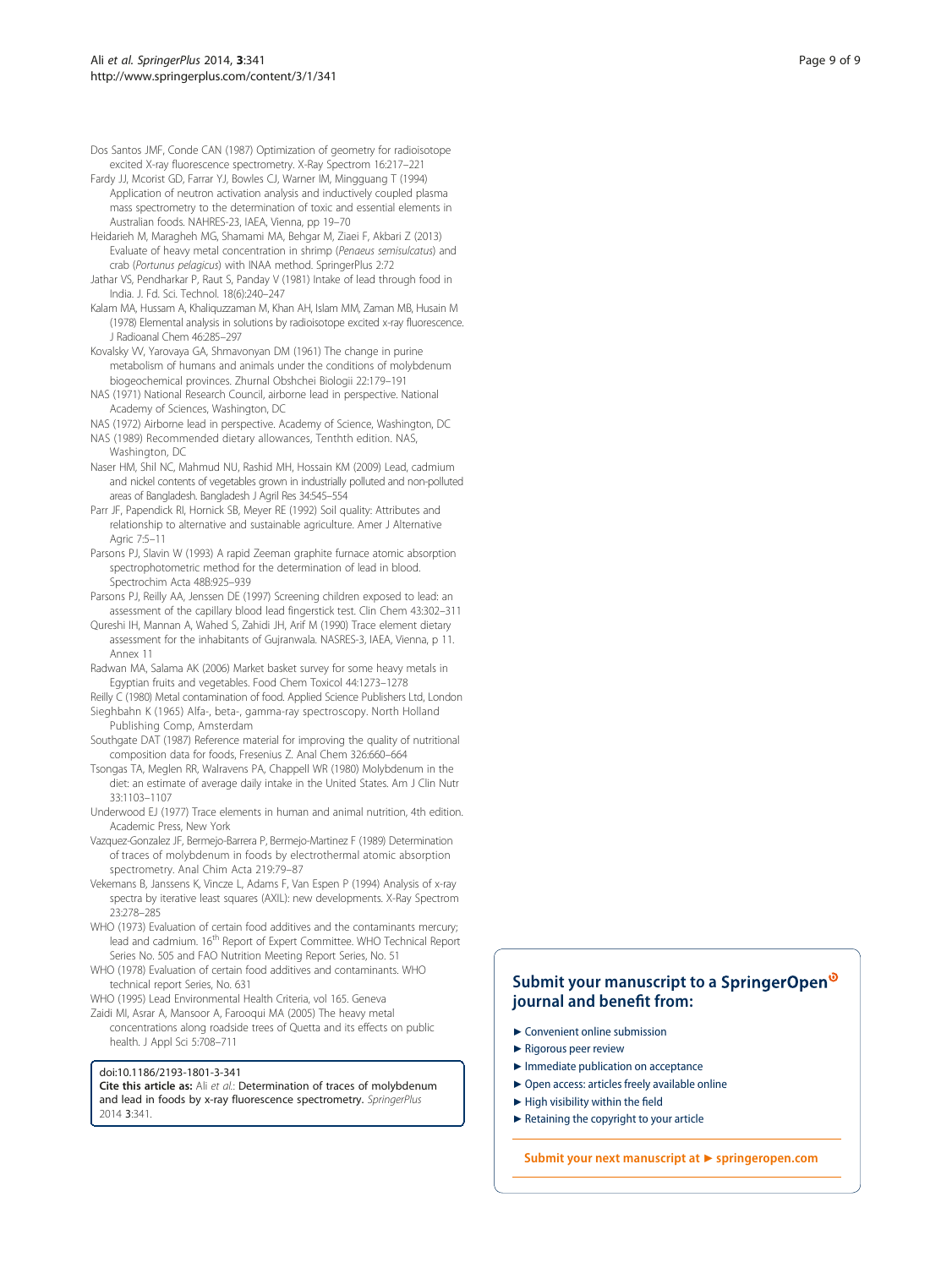Dos Santos JMF, Conde CAN (1987) Optimization of geometry for radioisotope excited X-ray fluorescence spectrometry. X-Ray Spectrom 16:217–221

Fardy JJ, Mcorist GD, Farrar YJ, Bowles CJ, Warner IM, Mingguang T (1994) Application of neutron activation analysis and inductively coupled plasma mass spectrometry to the determination of toxic and essential elements in Australian foods. NAHRES-23, IAEA, Vienna, pp 19–70

Heidarieh M, Maragheh MG, Shamami MA, Behgar M, Ziaei F, Akbari Z (2013) Evaluate of heavy metal concentration in shrimp (*Penaeus semisulcatus*) and crab (*Portunus pelagicus*) with INAA method. SpringerPlus 2:72

Jathar VS, Pendharkar P, Raut S, Panday V (1981) Intake of lead through food in India. J. Fd. Sci. Technol. 18(6):240–247

Kalam MA, Hussam A, Khaliquzzaman M, Khan AH, Islam MM, Zaman MB, Husain M (1978) Elemental analysis in solutions by radioisotope excited x-ray fluorescence. J Radioanal Chem 46:285–297

Kovalsky VV, Yarovaya GA, Shmavonyan DM (1961) The change in purine metabolism of humans and animals under the conditions of molybdenum biogeochemical provinces. Zhurnal Obshchei Biologii 22:179–191

NAS (1971) National Research Council, airborne lead in perspective. National Academy of Sciences, Washington, DC

NAS (1972) Airborne lead in perspective. Academy of Science, Washington, DC

NAS (1989) Recommended dietary allowances, Tenthth edition. NAS, Washington, DC

Naser HM, Shil NC, Mahmud NU, Rashid MH, Hossain KM (2009) Lead, cadmium and nickel contents of vegetables grown in industrially polluted and non-polluted areas of Bangladesh. Bangladesh J Agril Res 34:545–554

Parr JF, Papendick RI, Hornick SB, Meyer RE (1992) Soil quality: Attributes and relationship to alternative and sustainable agriculture. Amer J Alternative Agric 7:5–11

Parsons PJ, Slavin W (1993) A rapid Zeeman graphite furnace atomic absorption spectrophotometric method for the determination of lead in blood. Spectrochim Acta 48B:925–939

Parsons PJ, Reilly AA, Jenssen DE (1997) Screening children exposed to lead: an assessment of the capillary blood lead fingerstick test. Clin Chem 43:302–311

Qureshi IH, Mannan A, Wahed S, Zahidi JH, Arif M (1990) Trace element dietary assessment for the inhabitants of Gujranwala. NASRES-3, IAEA, Vienna, p 11. Annex 11

Radwan MA, Salama AK (2006) Market basket survey for some heavy metals in Egyptian fruits and vegetables. Food Chem Toxicol 44:1273–1278

Reilly C (1980) Metal contamination of food. Applied Science Publishers Ltd, London

Sieghbahn K (1965) Alfa-, beta-, gamma-ray spectroscopy. North Holland Publishing Comp, Amsterdam

Southgate DAT (1987) Reference material for improving the quality of nutritional composition data for foods, Fresenius Z. Anal Chem 326:660–664

Tsongas TA, Meglen RR, Walravens PA, Chappell WR (1980) Molybdenum in the diet: an estimate of average daily intake in the United States. Am J Clin Nutr 33:1103–1107

Underwood EJ (1977) Trace elements in human and animal nutrition, 4th edition. Academic Press, New York

Vazquez-Gonzalez JF, Bermejo-Barrera P, Bermejo-Martinez F (1989) Determination of traces of molybdenum in foods by electrothermal atomic absorption spectrometry. Anal Chim Acta 219:79–87

Vekemans B, Janssens K, Vincze L, Adams F, Van Espen P (1994) Analysis of x-ray spectra by iterative least squares (AXIL): new developments. X-Ray Spectrom 23:278–285

WHO (1973) Evaluation of certain food additives and the contaminants mercury; lead and cadmium. 16th Report of Expert Committee. WHO Technical Report Series No. 505 and FAO Nutrition Meeting Report Series, No. 51

WHO (1978) Evaluation of certain food additives and contaminants. WHO technical report Series, No. 631

WHO (1995) Lead Environmental Health Criteria, vol 165. Geneva

Zaidi MI, Asrar A, Mansoor A, Farooqui MA (2005) The heavy metal concentrations along roadside trees of Quetta and its effects on public health. J Appl Sci 5:708–711

doi:10.1186/2193-1801-3-341

**Cite this article as:** Ali *et al.*: Determination of traces of molybdenum and lead in foods by x-ray fluorescence spectrometry. *SpringerPlus* 2014 **3**:341.

**Submit your manuscript to a SpringerOpen journal and benefit from:**

- ► Convenient online submission
- ► Rigorous peer review
- ► Immediate publication on acceptance
- ► Open access: articles freely available online
- ► High visibility within the field
- ► Retaining the copyright to your article

**Submit your next manuscript at ► springeropen.com**